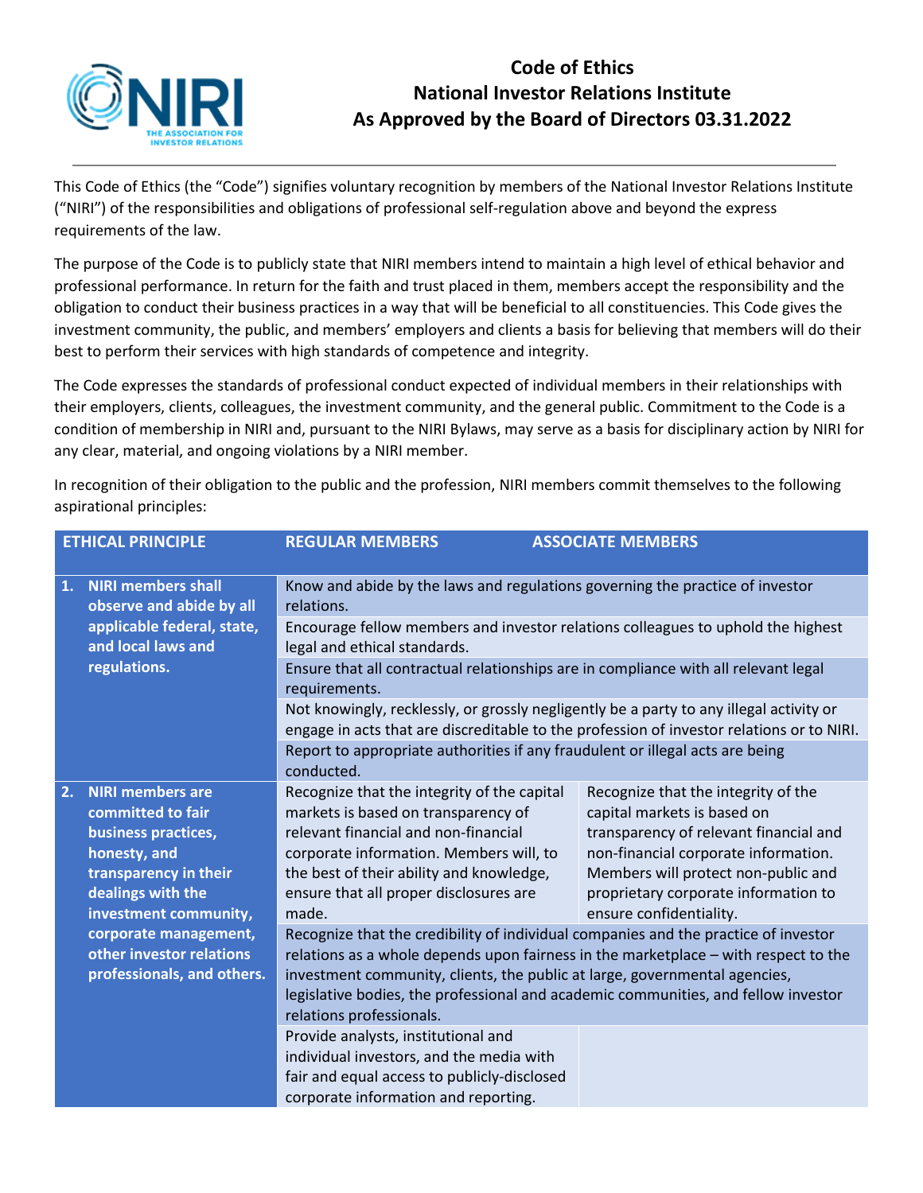# Code of Ethics
# National Investor Relations Institute
# As Approved by the Board of Directors 03.31.2022

This Code of Ethics (the "Code") signifies voluntary recognition by members of the National Investor Relations Institute ("NIRI") of the responsibilities and obligations of professional self-regulation above and beyond the express requirements of the law.

The purpose of the Code is to publicly state that NIRI members intend to maintain a high level of ethical behavior and professional performance. In return for the faith and trust placed in them, members accept the responsibility and the obligation to conduct their business practices in a way that will be beneficial to all constituencies. This Code gives the investment community, the public, and members' employers and clients a basis for believing that members will do their best to perform their services with high standards of competence and integrity.

The Code expresses the standards of professional conduct expected of individual members in their relationships with their employers, clients, colleagues, the investment community, and the general public. Commitment to the Code is a condition of membership in NIRI and, pursuant to the NIRI Bylaws, may serve as a basis for disciplinary action by NIRI for any clear, material, and ongoing violations by a NIRI member.

In recognition of their obligation to the public and the profession, NIRI members commit themselves to the following aspirational principles:

| ETHICAL PRINCIPLE | REGULAR MEMBERS | ASSOCIATE MEMBERS |
|---|---|---|
| **1. NIRI members shall observe and abide by all applicable federal, state, and local laws and regulations.** | Know and abide by the laws and regulations governing the practice of investor relations. | |
| | Encourage fellow members and investor relations colleagues to uphold the highest legal and ethical standards. | |
| | Ensure that all contractual relationships are in compliance with all relevant legal requirements. | |
| | Not knowingly, recklessly, or grossly negligently be a party to any illegal activity or engage in acts that are discreditable to the profession of investor relations or to NIRI. | |
| | Report to appropriate authorities if any fraudulent or illegal acts are being conducted. | |
| **2. NIRI members are committed to fair business practices, honesty, and transparency in their dealings with the investment community, corporate management, other investor relations professionals, and others.** | Recognize that the integrity of the capital markets is based on transparency of relevant financial and non-financial corporate information. Members will, to the best of their ability and knowledge, ensure that all proper disclosures are made. | Recognize that the integrity of the capital markets is based on transparency of relevant financial and non-financial corporate information. Members will protect non-public and proprietary corporate information to ensure confidentiality. |
| | Recognize that the credibility of individual companies and the practice of investor relations as a whole depends upon fairness in the marketplace – with respect to the investment community, clients, the public at large, governmental agencies, legislative bodies, the professional and academic communities, and fellow investor relations professionals. | |
| | Provide analysts, institutional and individual investors, and the media with fair and equal access to publicly-disclosed corporate information and reporting. | |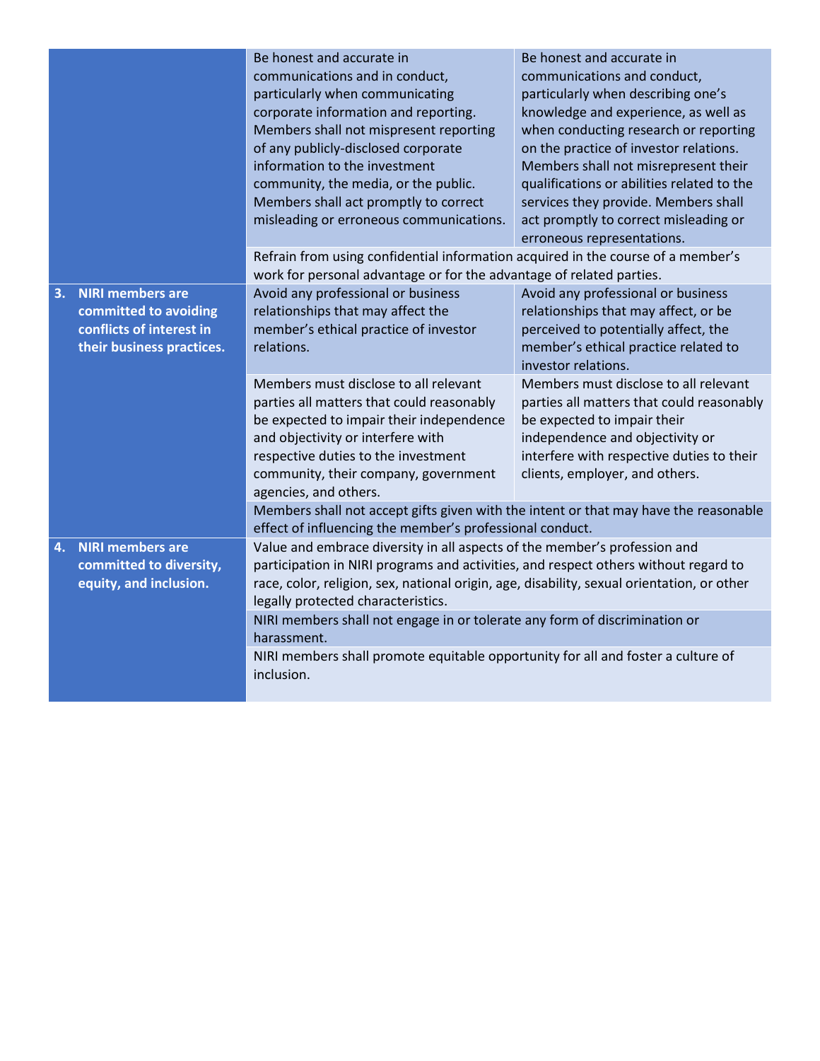| | | |
|---|---|---|
| | Be honest and accurate in communications and in conduct, particularly when communicating corporate information and reporting. Members shall not mispresent reporting of any publicly-disclosed corporate information to the investment community, the media, or the public. Members shall act promptly to correct misleading or erroneous communications. | Be honest and accurate in communications and conduct, particularly when describing one's knowledge and experience, as well as when conducting research or reporting on the practice of investor relations. Members shall not misrepresent their qualifications or abilities related to the services they provide. Members shall act promptly to correct misleading or erroneous representations. |
| | Refrain from using confidential information acquired in the course of a member's work for personal advantage or for the advantage of related parties. | |
| **3. NIRI members are committed to avoiding conflicts of interest in their business practices.** | Avoid any professional or business relationships that may affect the member's ethical practice of investor relations. | Avoid any professional or business relationships that may affect, or be perceived to potentially affect, the member's ethical practice related to investor relations. |
| | Members must disclose to all relevant parties all matters that could reasonably be expected to impair their independence and objectivity or interfere with respective duties to the investment community, their company, government agencies, and others. | Members must disclose to all relevant parties all matters that could reasonably be expected to impair their independence and objectivity or interfere with respective duties to their clients, employer, and others. |
| | Members shall not accept gifts given with the intent or that may have the reasonable effect of influencing the member's professional conduct. | |
| **4. NIRI members are committed to diversity, equity, and inclusion.** | Value and embrace diversity in all aspects of the member's profession and participation in NIRI programs and activities, and respect others without regard to race, color, religion, sex, national origin, age, disability, sexual orientation, or other legally protected characteristics. | |
| | NIRI members shall not engage in or tolerate any form of discrimination or harassment. | |
| | NIRI members shall promote equitable opportunity for all and foster a culture of inclusion. | |